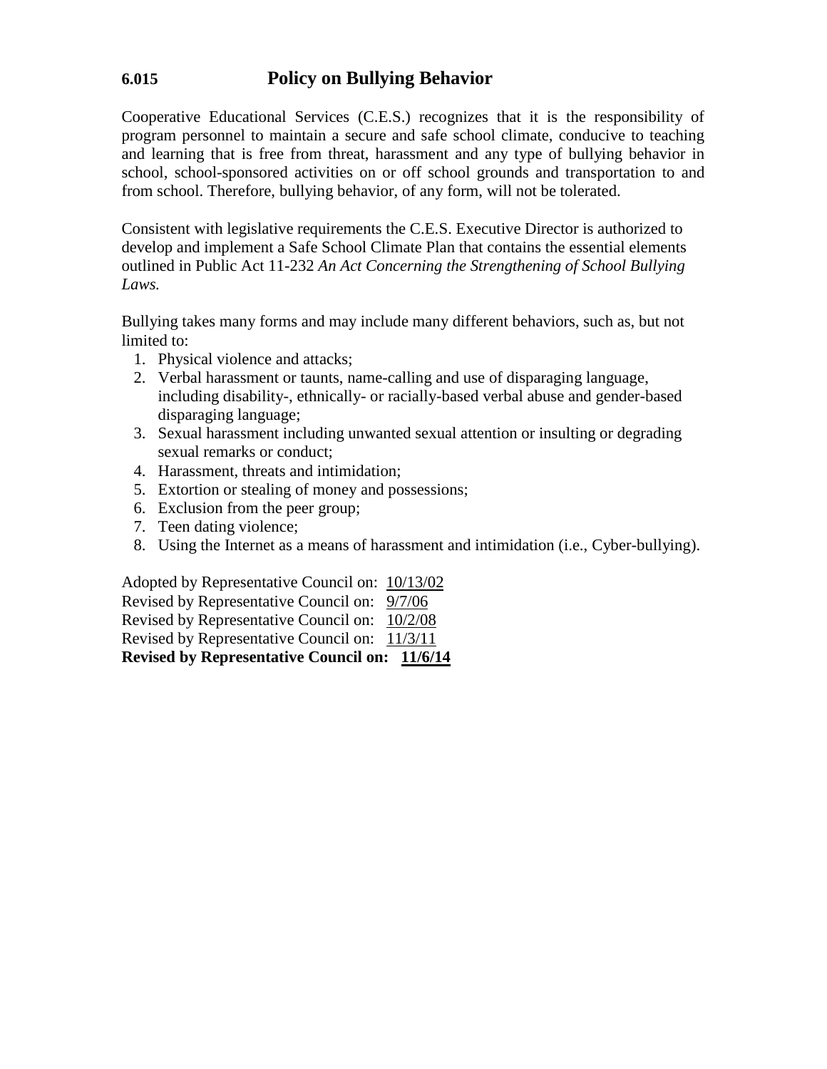# 6.015 Policy on Bullying Behavior

Cooperative Educational Services (C.E.S.) recognizes that it is the responsibility of program personnel to maintain a secure and safe school climate, conducive to teaching and learning that is free from threat, harassment and any type of bullying behavior in school, school-sponsored activities on or off school grounds and transportation to and from school. Therefore, bullying behavior, of any form, will not be tolerated.

Consistent with legislative requirements the C.E.S. Executive Director is authorized to develop and implement a Safe School Climate Plan that contains the essential elements outlined in Public Act 11-232 *An Act Concerning the Strengthening of School Bullying Laws.*

Bullying takes many forms and may include many different behaviors, such as, but not limited to:

1. Physical violence and attacks;
2. Verbal harassment or taunts, name-calling and use of disparaging language, including disability-, ethnically- or racially-based verbal abuse and gender-based disparaging language;
3. Sexual harassment including unwanted sexual attention or insulting or degrading sexual remarks or conduct;
4. Harassment, threats and intimidation;
5. Extortion or stealing of money and possessions;
6. Exclusion from the peer group;
7. Teen dating violence;
8. Using the Internet as a means of harassment and intimidation (i.e., Cyber-bullying).

Adopted by Representative Council on: 10/13/02
Revised by Representative Council on: 9/7/06
Revised by Representative Council on: 10/2/08
Revised by Representative Council on: 11/3/11
**Revised by Representative Council on: 11/6/14**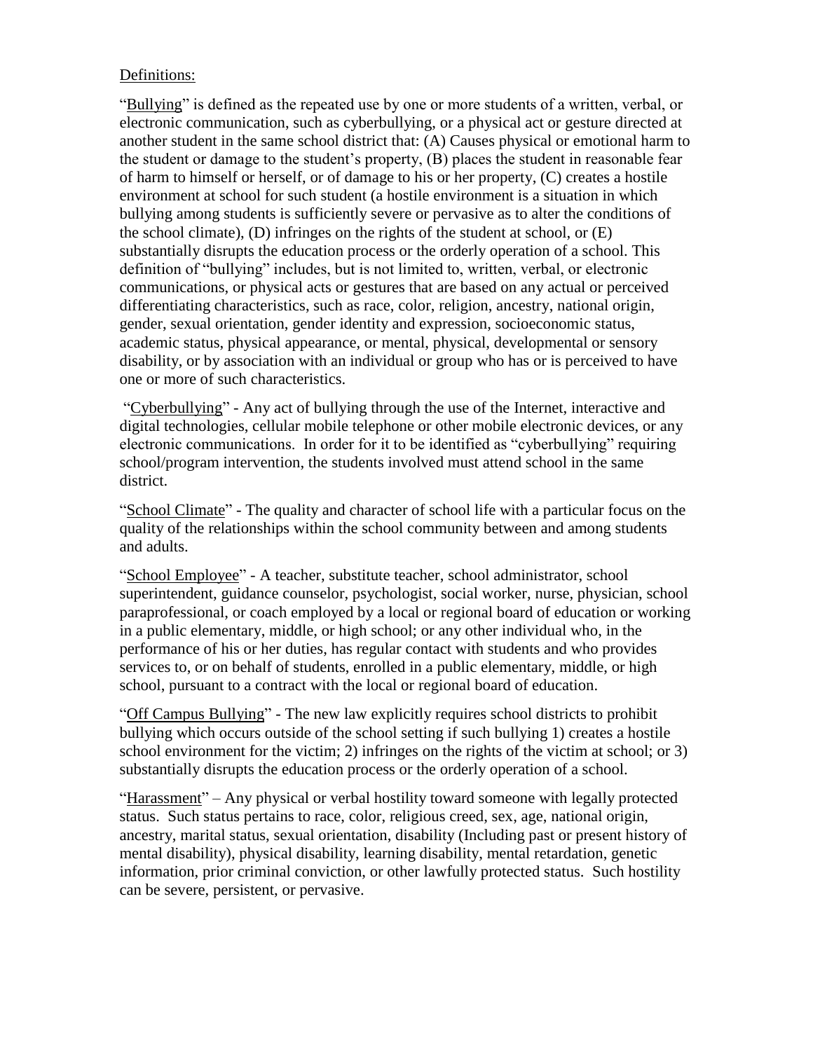Definitions:

"Bullying" is defined as the repeated use by one or more students of a written, verbal, or electronic communication, such as cyberbullying, or a physical act or gesture directed at another student in the same school district that: (A) Causes physical or emotional harm to the student or damage to the student's property, (B) places the student in reasonable fear of harm to himself or herself, or of damage to his or her property, (C) creates a hostile environment at school for such student (a hostile environment is a situation in which bullying among students is sufficiently severe or pervasive as to alter the conditions of the school climate), (D) infringes on the rights of the student at school, or (E) substantially disrupts the education process or the orderly operation of a school. This definition of "bullying" includes, but is not limited to, written, verbal, or electronic communications, or physical acts or gestures that are based on any actual or perceived differentiating characteristics, such as race, color, religion, ancestry, national origin, gender, sexual orientation, gender identity and expression, socioeconomic status, academic status, physical appearance, or mental, physical, developmental or sensory disability, or by association with an individual or group who has or is perceived to have one or more of such characteristics.

"Cyberbullying" - Any act of bullying through the use of the Internet, interactive and digital technologies, cellular mobile telephone or other mobile electronic devices, or any electronic communications. In order for it to be identified as "cyberbullying" requiring school/program intervention, the students involved must attend school in the same district.

"School Climate" - The quality and character of school life with a particular focus on the quality of the relationships within the school community between and among students and adults.

"School Employee" - A teacher, substitute teacher, school administrator, school superintendent, guidance counselor, psychologist, social worker, nurse, physician, school paraprofessional, or coach employed by a local or regional board of education or working in a public elementary, middle, or high school; or any other individual who, in the performance of his or her duties, has regular contact with students and who provides services to, or on behalf of students, enrolled in a public elementary, middle, or high school, pursuant to a contract with the local or regional board of education.

"Off Campus Bullying" - The new law explicitly requires school districts to prohibit bullying which occurs outside of the school setting if such bullying 1) creates a hostile school environment for the victim; 2) infringes on the rights of the victim at school; or 3) substantially disrupts the education process or the orderly operation of a school.

"Harassment" – Any physical or verbal hostility toward someone with legally protected status. Such status pertains to race, color, religious creed, sex, age, national origin, ancestry, marital status, sexual orientation, disability (Including past or present history of mental disability), physical disability, learning disability, mental retardation, genetic information, prior criminal conviction, or other lawfully protected status. Such hostility can be severe, persistent, or pervasive.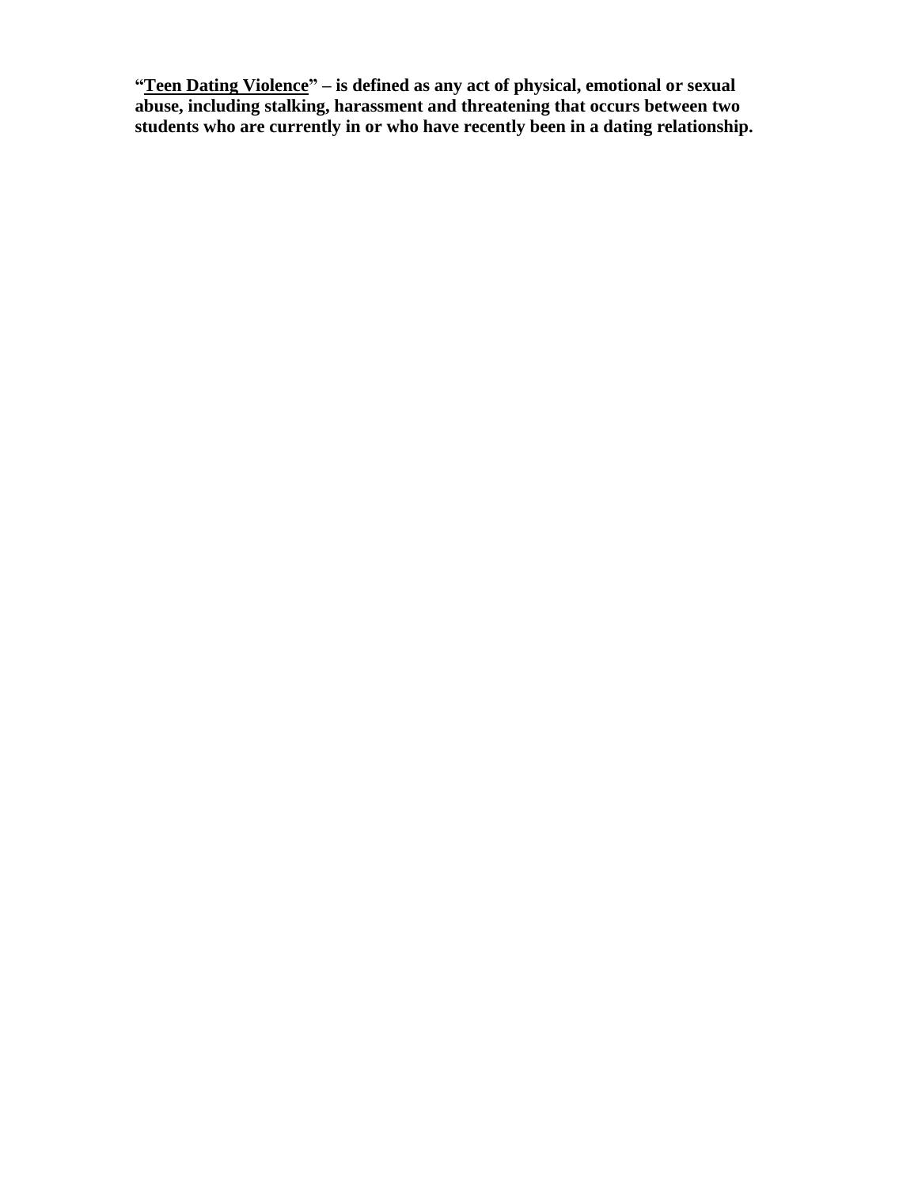**"<u>Teen Dating Violence</u>" – is defined as any act of physical, emotional or sexual abuse, including stalking, harassment and threatening that occurs between two students who are currently in or who have recently been in a dating relationship.**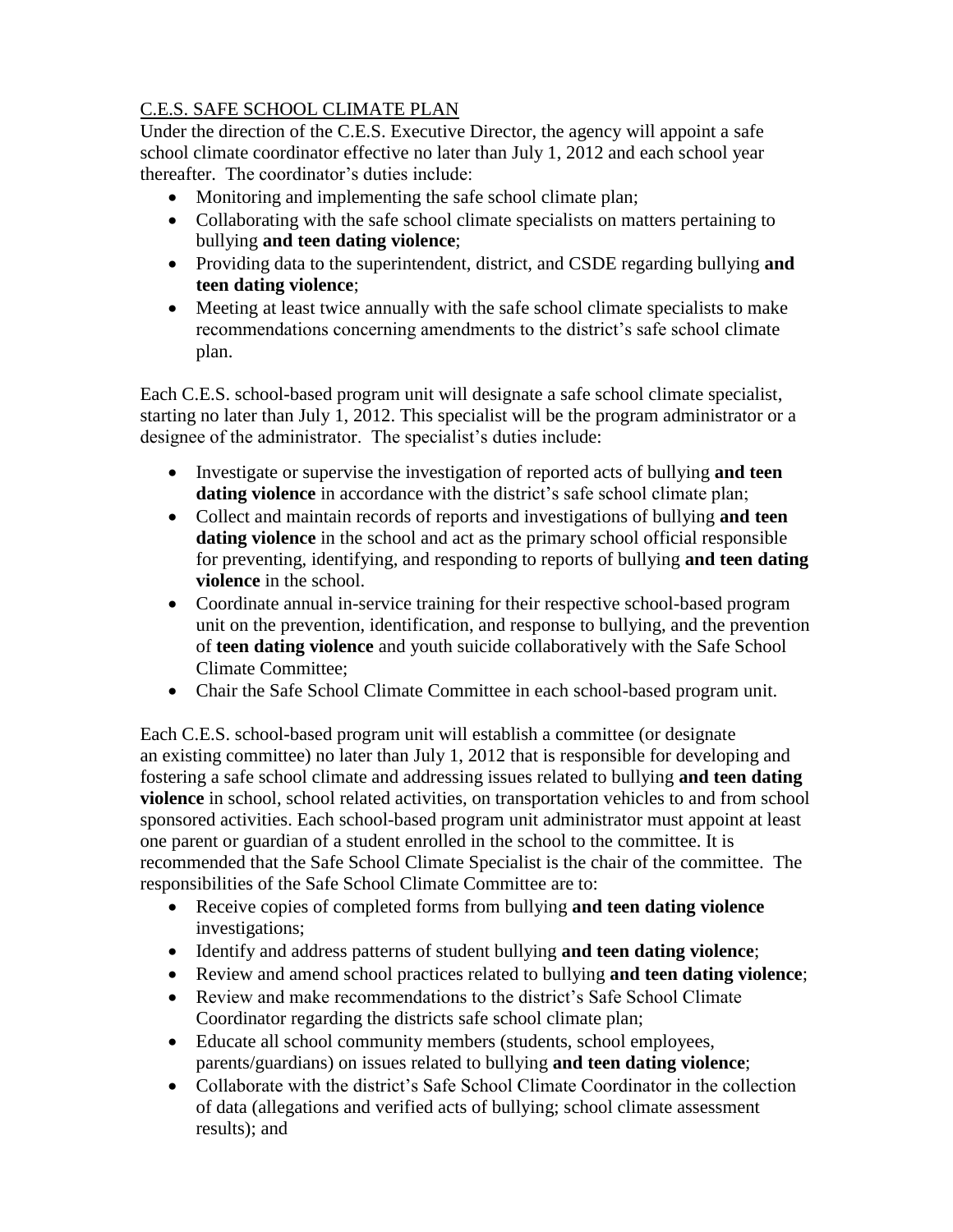C.E.S. SAFE SCHOOL CLIMATE PLAN

Under the direction of the C.E.S. Executive Director, the agency will appoint a safe school climate coordinator effective no later than July 1, 2012 and each school year thereafter. The coordinator's duties include:

- Monitoring and implementing the safe school climate plan;
- Collaborating with the safe school climate specialists on matters pertaining to bullying **and teen dating violence**;
- Providing data to the superintendent, district, and CSDE regarding bullying **and teen dating violence**;
- Meeting at least twice annually with the safe school climate specialists to make recommendations concerning amendments to the district's safe school climate plan.

Each C.E.S. school-based program unit will designate a safe school climate specialist, starting no later than July 1, 2012. This specialist will be the program administrator or a designee of the administrator. The specialist's duties include:

- Investigate or supervise the investigation of reported acts of bullying **and teen dating violence** in accordance with the district's safe school climate plan;
- Collect and maintain records of reports and investigations of bullying **and teen dating violence** in the school and act as the primary school official responsible for preventing, identifying, and responding to reports of bullying **and teen dating violence** in the school.
- Coordinate annual in-service training for their respective school-based program unit on the prevention, identification, and response to bullying, and the prevention of **teen dating violence** and youth suicide collaboratively with the Safe School Climate Committee;
- Chair the Safe School Climate Committee in each school-based program unit.

Each C.E.S. school-based program unit will establish a committee (or designate an existing committee) no later than July 1, 2012 that is responsible for developing and fostering a safe school climate and addressing issues related to bullying **and teen dating violence** in school, school related activities, on transportation vehicles to and from school sponsored activities. Each school-based program unit administrator must appoint at least one parent or guardian of a student enrolled in the school to the committee. It is recommended that the Safe School Climate Specialist is the chair of the committee. The responsibilities of the Safe School Climate Committee are to:

- Receive copies of completed forms from bullying **and teen dating violence** investigations;
- Identify and address patterns of student bullying **and teen dating violence**;
- Review and amend school practices related to bullying **and teen dating violence**;
- Review and make recommendations to the district's Safe School Climate Coordinator regarding the districts safe school climate plan;
- Educate all school community members (students, school employees, parents/guardians) on issues related to bullying **and teen dating violence**;
- Collaborate with the district's Safe School Climate Coordinator in the collection of data (allegations and verified acts of bullying; school climate assessment results); and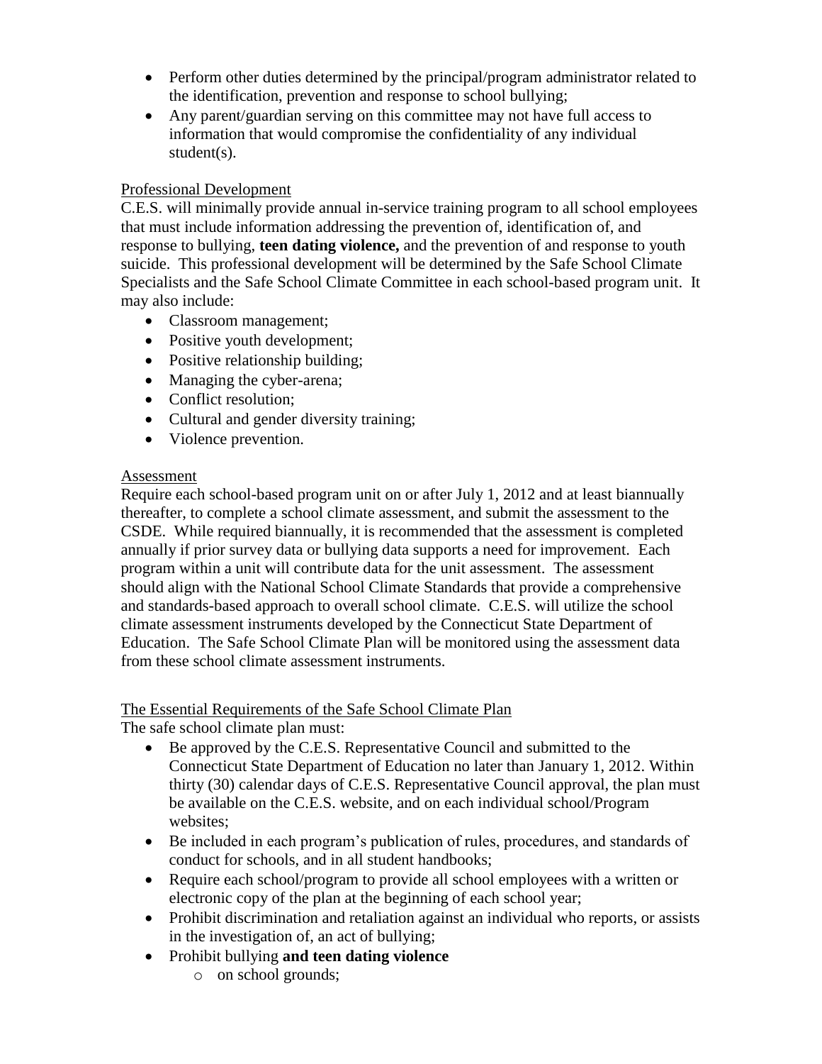- Perform other duties determined by the principal/program administrator related to the identification, prevention and response to school bullying;
- Any parent/guardian serving on this committee may not have full access to information that would compromise the confidentiality of any individual student(s).

Professional Development

C.E.S. will minimally provide annual in-service training program to all school employees that must include information addressing the prevention of, identification of, and response to bullying, **teen dating violence,** and the prevention of and response to youth suicide. This professional development will be determined by the Safe School Climate Specialists and the Safe School Climate Committee in each school-based program unit. It may also include:

- Classroom management;
- Positive youth development;
- Positive relationship building;
- Managing the cyber-arena;
- Conflict resolution;
- Cultural and gender diversity training;
- Violence prevention.

Assessment

Require each school-based program unit on or after July 1, 2012 and at least biannually thereafter, to complete a school climate assessment, and submit the assessment to the CSDE. While required biannually, it is recommended that the assessment is completed annually if prior survey data or bullying data supports a need for improvement. Each program within a unit will contribute data for the unit assessment. The assessment should align with the National School Climate Standards that provide a comprehensive and standards-based approach to overall school climate. C.E.S. will utilize the school climate assessment instruments developed by the Connecticut State Department of Education. The Safe School Climate Plan will be monitored using the assessment data from these school climate assessment instruments.

The Essential Requirements of the Safe School Climate Plan

The safe school climate plan must:

- Be approved by the C.E.S. Representative Council and submitted to the Connecticut State Department of Education no later than January 1, 2012. Within thirty (30) calendar days of C.E.S. Representative Council approval, the plan must be available on the C.E.S. website, and on each individual school/Program websites;
- Be included in each program's publication of rules, procedures, and standards of conduct for schools, and in all student handbooks;
- Require each school/program to provide all school employees with a written or electronic copy of the plan at the beginning of each school year;
- Prohibit discrimination and retaliation against an individual who reports, or assists in the investigation of, an act of bullying;
- Prohibit bullying **and teen dating violence**
    - on school grounds;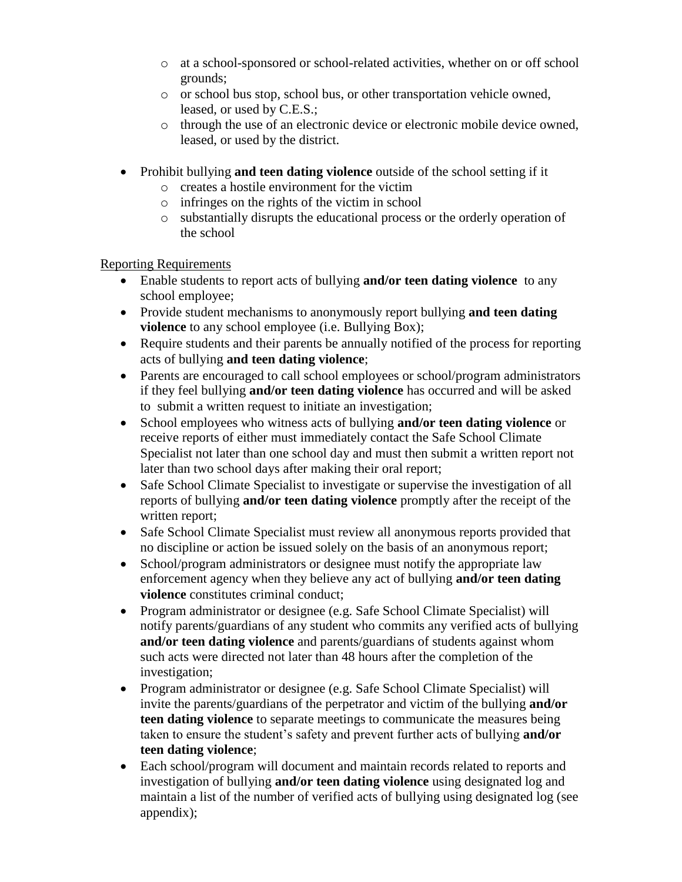- at a school-sponsored or school-related activities, whether on or off school grounds;
  - or school bus stop, school bus, or other transportation vehicle owned, leased, or used by C.E.S.;
  - through the use of an electronic device or electronic mobile device owned, leased, or used by the district.

- Prohibit bullying **and teen dating violence** outside of the school setting if it
  - creates a hostile environment for the victim
  - infringes on the rights of the victim in school
  - substantially disrupts the educational process or the orderly operation of the school

Reporting Requirements

- Enable students to report acts of bullying **and/or teen dating violence** to any school employee;
- Provide student mechanisms to anonymously report bullying **and teen dating violence** to any school employee (i.e. Bullying Box);
- Require students and their parents be annually notified of the process for reporting acts of bullying **and teen dating violence**;
- Parents are encouraged to call school employees or school/program administrators if they feel bullying **and/or teen dating violence** has occurred and will be asked to submit a written request to initiate an investigation;
- School employees who witness acts of bullying **and/or teen dating violence** or receive reports of either must immediately contact the Safe School Climate Specialist not later than one school day and must then submit a written report not later than two school days after making their oral report;
- Safe School Climate Specialist to investigate or supervise the investigation of all reports of bullying **and/or teen dating violence** promptly after the receipt of the written report;
- Safe School Climate Specialist must review all anonymous reports provided that no discipline or action be issued solely on the basis of an anonymous report;
- School/program administrators or designee must notify the appropriate law enforcement agency when they believe any act of bullying **and/or teen dating violence** constitutes criminal conduct;
- Program administrator or designee (e.g. Safe School Climate Specialist) will notify parents/guardians of any student who commits any verified acts of bullying **and/or teen dating violence** and parents/guardians of students against whom such acts were directed not later than 48 hours after the completion of the investigation;
- Program administrator or designee (e.g. Safe School Climate Specialist) will invite the parents/guardians of the perpetrator and victim of the bullying **and/or teen dating violence** to separate meetings to communicate the measures being taken to ensure the student's safety and prevent further acts of bullying **and/or teen dating violence**;
- Each school/program will document and maintain records related to reports and investigation of bullying **and/or teen dating violence** using designated log and maintain a list of the number of verified acts of bullying using designated log (see appendix);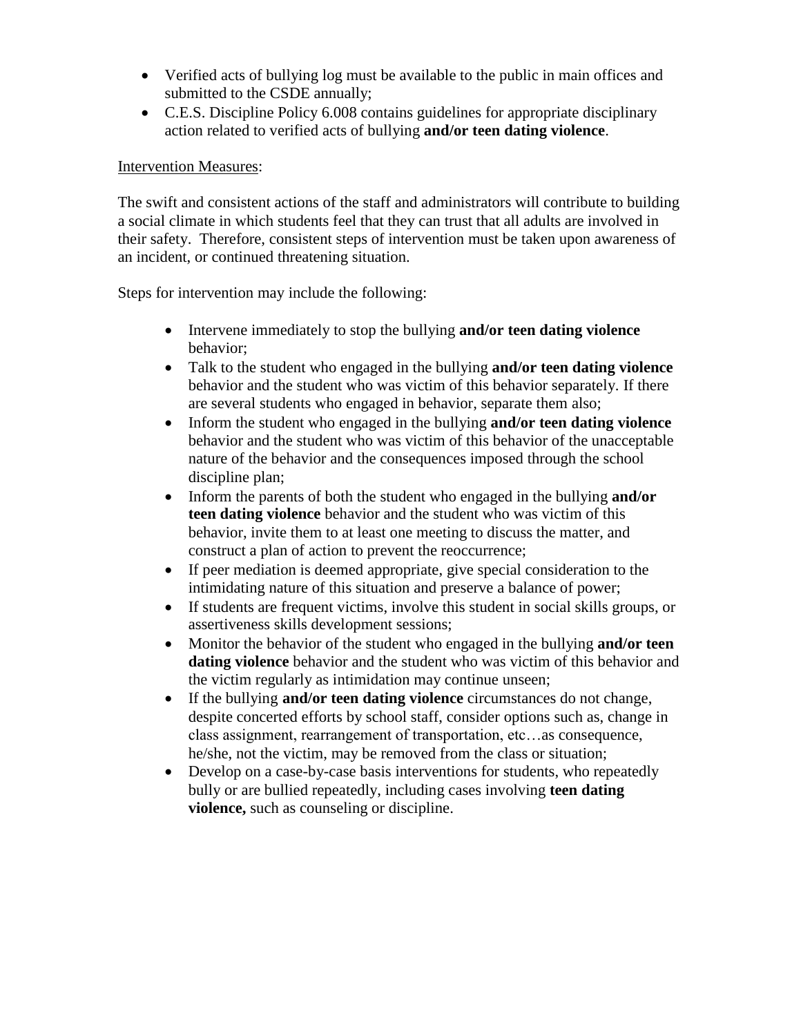- Verified acts of bullying log must be available to the public in main offices and submitted to the CSDE annually;
- C.E.S. Discipline Policy 6.008 contains guidelines for appropriate disciplinary action related to verified acts of bullying **and/or teen dating violence**.

Intervention Measures:

The swift and consistent actions of the staff and administrators will contribute to building a social climate in which students feel that they can trust that all adults are involved in their safety. Therefore, consistent steps of intervention must be taken upon awareness of an incident, or continued threatening situation.

Steps for intervention may include the following:

- Intervene immediately to stop the bullying **and/or teen dating violence** behavior;
- Talk to the student who engaged in the bullying **and/or teen dating violence** behavior and the student who was victim of this behavior separately. If there are several students who engaged in behavior, separate them also;
- Inform the student who engaged in the bullying **and/or teen dating violence** behavior and the student who was victim of this behavior of the unacceptable nature of the behavior and the consequences imposed through the school discipline plan;
- Inform the parents of both the student who engaged in the bullying **and/or teen dating violence** behavior and the student who was victim of this behavior, invite them to at least one meeting to discuss the matter, and construct a plan of action to prevent the reoccurrence;
- If peer mediation is deemed appropriate, give special consideration to the intimidating nature of this situation and preserve a balance of power;
- If students are frequent victims, involve this student in social skills groups, or assertiveness skills development sessions;
- Monitor the behavior of the student who engaged in the bullying **and/or teen dating violence** behavior and the student who was victim of this behavior and the victim regularly as intimidation may continue unseen;
- If the bullying **and/or teen dating violence** circumstances do not change, despite concerted efforts by school staff, consider options such as, change in class assignment, rearrangement of transportation, etc…as consequence, he/she, not the victim, may be removed from the class or situation;
- Develop on a case-by-case basis interventions for students, who repeatedly bully or are bullied repeatedly, including cases involving **teen dating violence,** such as counseling or discipline.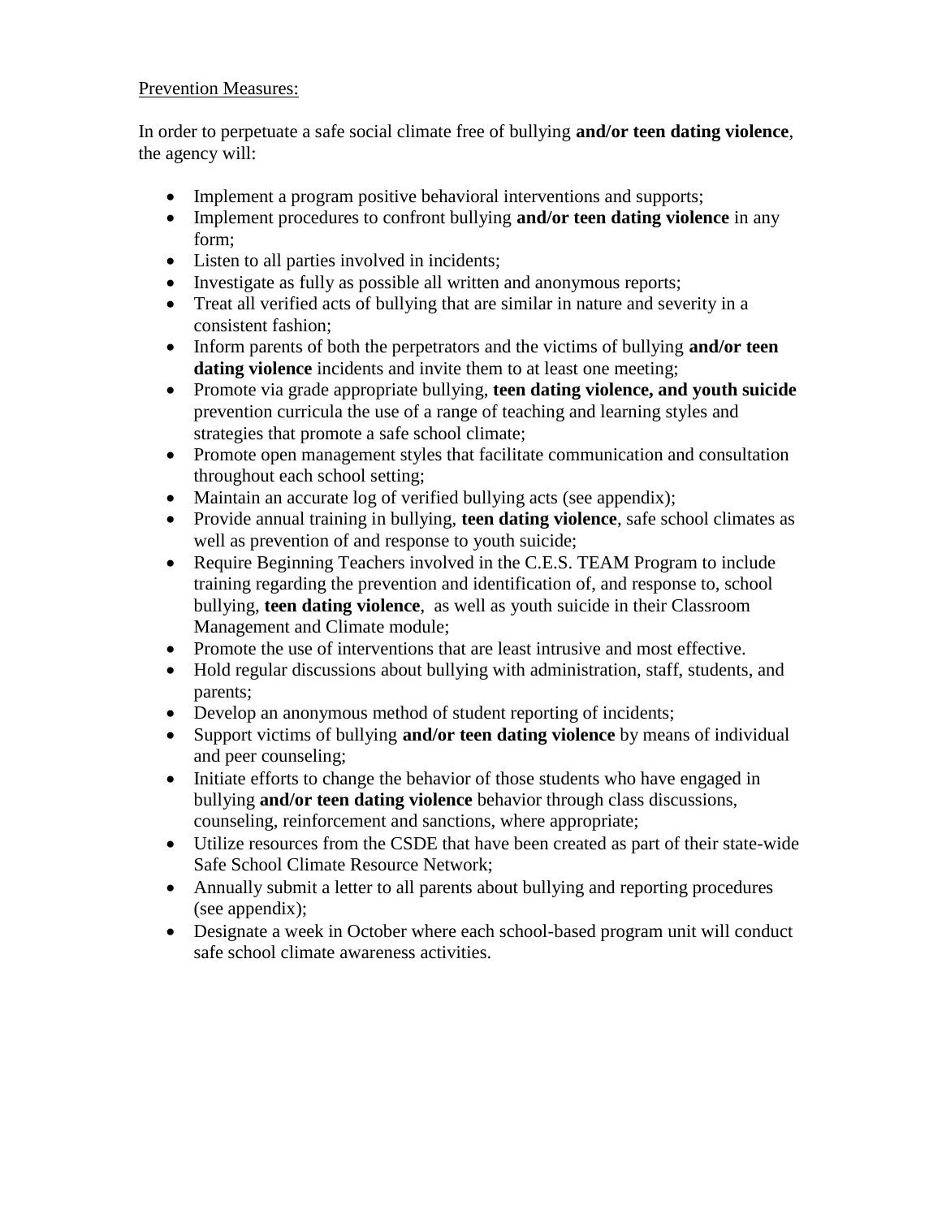<u>Prevention Measures:</u>

In order to perpetuate a safe social climate free of bullying **and/or teen dating violence**, the agency will:

- Implement a program positive behavioral interventions and supports;
- Implement procedures to confront bullying **and/or teen dating violence** in any form;
- Listen to all parties involved in incidents;
- Investigate as fully as possible all written and anonymous reports;
- Treat all verified acts of bullying that are similar in nature and severity in a consistent fashion;
- Inform parents of both the perpetrators and the victims of bullying **and/or teen dating violence** incidents and invite them to at least one meeting;
- Promote via grade appropriate bullying, **teen dating violence, and youth suicide** prevention curricula the use of a range of teaching and learning styles and strategies that promote a safe school climate;
- Promote open management styles that facilitate communication and consultation throughout each school setting;
- Maintain an accurate log of verified bullying acts (see appendix);
- Provide annual training in bullying, **teen dating violence**, safe school climates as well as prevention of and response to youth suicide;
- Require Beginning Teachers involved in the C.E.S. TEAM Program to include training regarding the prevention and identification of, and response to, school bullying, **teen dating violence**, as well as youth suicide in their Classroom Management and Climate module;
- Promote the use of interventions that are least intrusive and most effective.
- Hold regular discussions about bullying with administration, staff, students, and parents;
- Develop an anonymous method of student reporting of incidents;
- Support victims of bullying **and/or teen dating violence** by means of individual and peer counseling;
- Initiate efforts to change the behavior of those students who have engaged in bullying **and/or teen dating violence** behavior through class discussions, counseling, reinforcement and sanctions, where appropriate;
- Utilize resources from the CSDE that have been created as part of their state-wide Safe School Climate Resource Network;
- Annually submit a letter to all parents about bullying and reporting procedures (see appendix);
- Designate a week in October where each school-based program unit will conduct safe school climate awareness activities.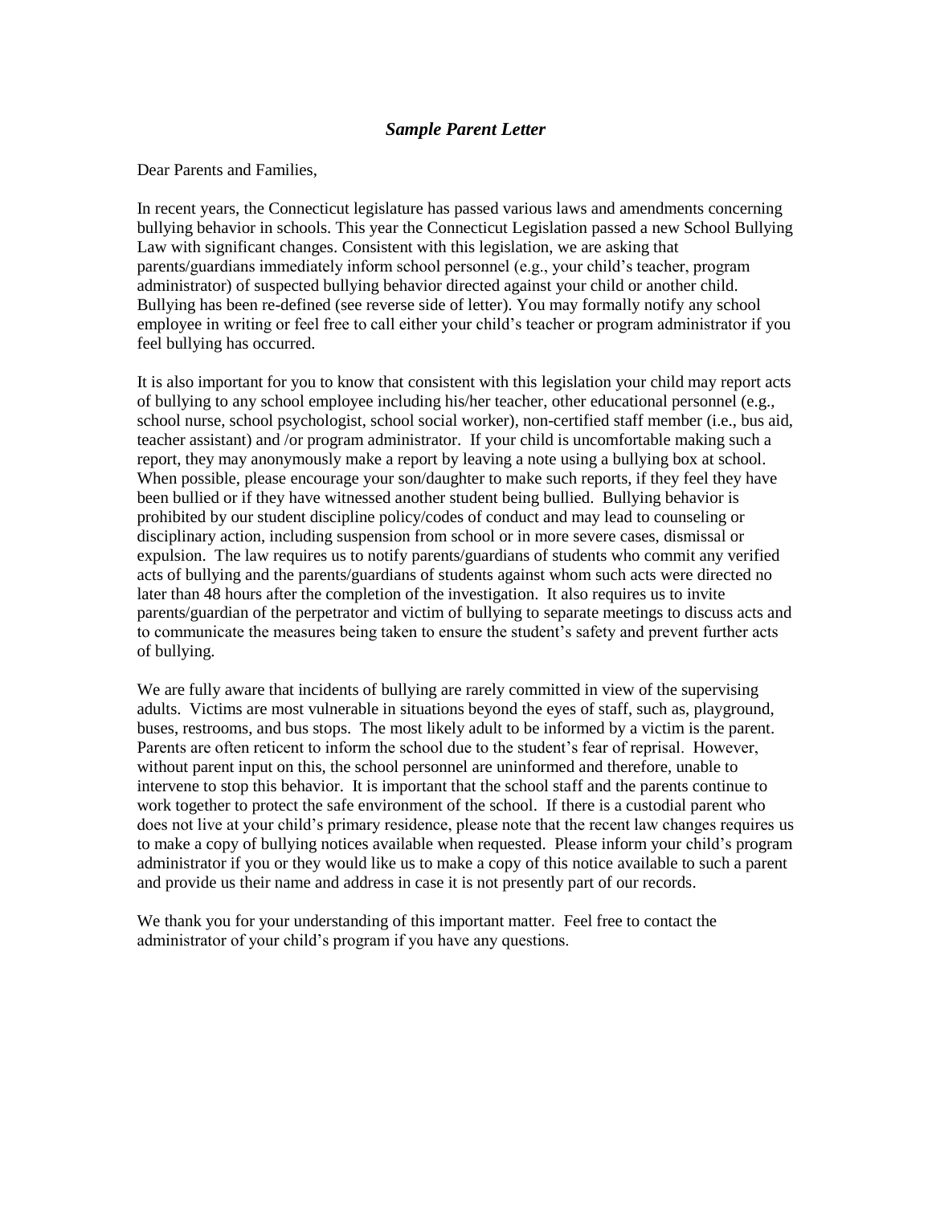## *Sample Parent Letter*

Dear Parents and Families,

In recent years, the Connecticut legislature has passed various laws and amendments concerning bullying behavior in schools. This year the Connecticut Legislation passed a new School Bullying Law with significant changes. Consistent with this legislation, we are asking that parents/guardians immediately inform school personnel (e.g., your child's teacher, program administrator) of suspected bullying behavior directed against your child or another child. Bullying has been re-defined (see reverse side of letter). You may formally notify any school employee in writing or feel free to call either your child's teacher or program administrator if you feel bullying has occurred.

It is also important for you to know that consistent with this legislation your child may report acts of bullying to any school employee including his/her teacher, other educational personnel (e.g., school nurse, school psychologist, school social worker), non-certified staff member (i.e., bus aid, teacher assistant) and /or program administrator. If your child is uncomfortable making such a report, they may anonymously make a report by leaving a note using a bullying box at school. When possible, please encourage your son/daughter to make such reports, if they feel they have been bullied or if they have witnessed another student being bullied. Bullying behavior is prohibited by our student discipline policy/codes of conduct and may lead to counseling or disciplinary action, including suspension from school or in more severe cases, dismissal or expulsion. The law requires us to notify parents/guardians of students who commit any verified acts of bullying and the parents/guardians of students against whom such acts were directed no later than 48 hours after the completion of the investigation. It also requires us to invite parents/guardian of the perpetrator and victim of bullying to separate meetings to discuss acts and to communicate the measures being taken to ensure the student's safety and prevent further acts of bullying.

We are fully aware that incidents of bullying are rarely committed in view of the supervising adults. Victims are most vulnerable in situations beyond the eyes of staff, such as, playground, buses, restrooms, and bus stops. The most likely adult to be informed by a victim is the parent. Parents are often reticent to inform the school due to the student's fear of reprisal. However, without parent input on this, the school personnel are uninformed and therefore, unable to intervene to stop this behavior. It is important that the school staff and the parents continue to work together to protect the safe environment of the school. If there is a custodial parent who does not live at your child's primary residence, please note that the recent law changes requires us to make a copy of bullying notices available when requested. Please inform your child's program administrator if you or they would like us to make a copy of this notice available to such a parent and provide us their name and address in case it is not presently part of our records.

We thank you for your understanding of this important matter. Feel free to contact the administrator of your child's program if you have any questions.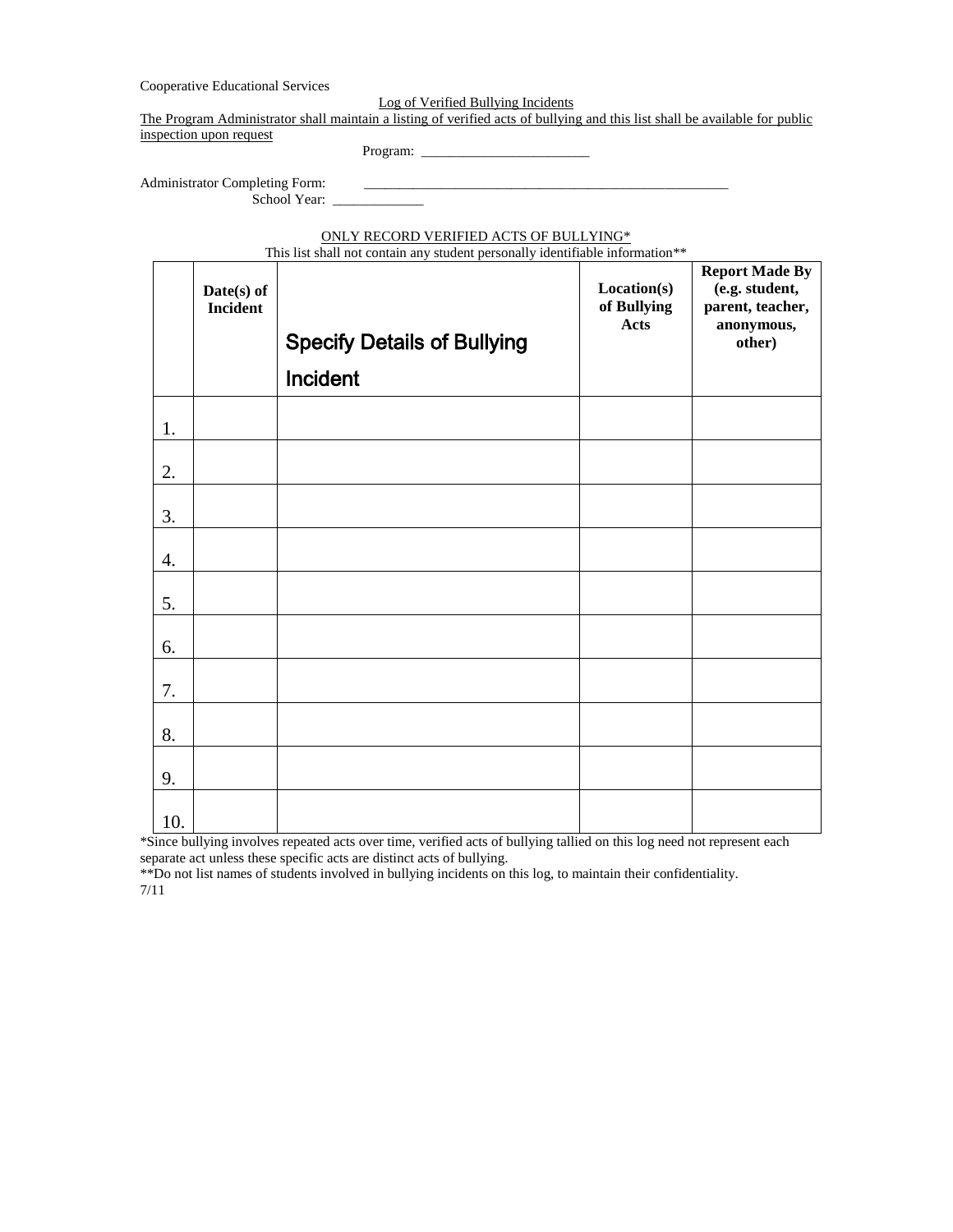Cooperative Educational Services

Log of Verified Bullying Incidents

The Program Administrator shall maintain a listing of verified acts of bullying and this list shall be available for public inspection upon request

Program: ________________________

Administrator Completing Form: ______________________________________________________

School Year: _____________

ONLY RECORD VERIFIED ACTS OF BULLYING*

This list shall not contain any student personally identifiable information**

| | **Date(s) of Incident** | **Specify Details of Bullying Incident** | **Location(s) of Bullying Acts** | **Report Made By (e.g. student, parent, teacher, anonymous, other)** |
|---|---|---|---|---|
| 1. | | | | |
| 2. | | | | |
| 3. | | | | |
| 4. | | | | |
| 5. | | | | |
| 6. | | | | |
| 7. | | | | |
| 8. | | | | |
| 9. | | | | |
| 10. | | | | |

*Since bullying involves repeated acts over time, verified acts of bullying tallied on this log need not represent each separate act unless these specific acts are distinct acts of bullying.

**Do not list names of students involved in bullying incidents on this log, to maintain their confidentiality.

7/11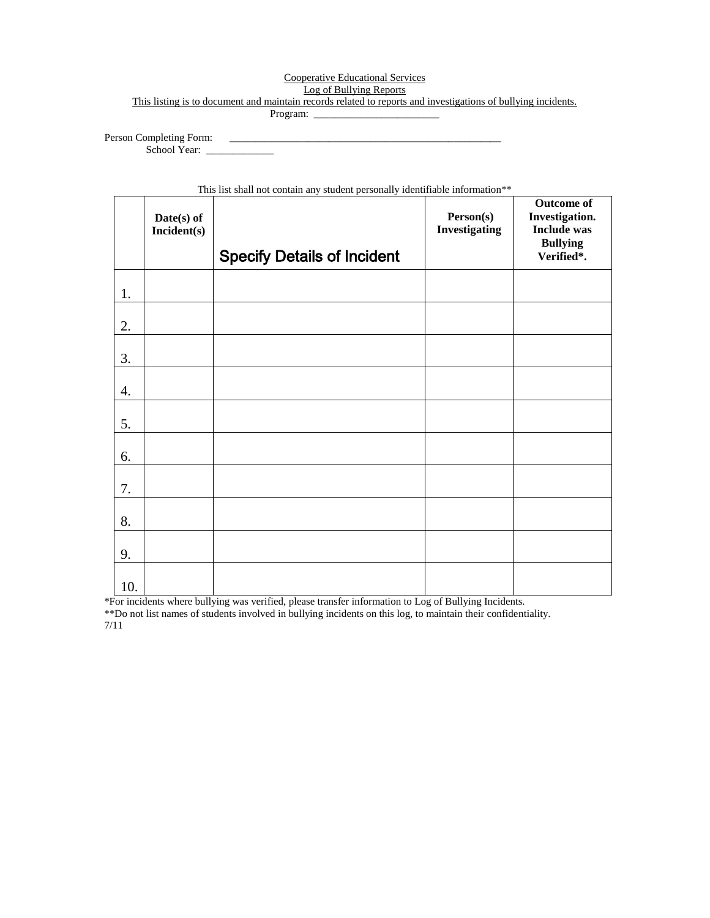Cooperative Educational Services

Log of Bullying Reports

This listing is to document and maintain records related to reports and investigations of bullying incidents.

Program: ________________________

Person Completing Form: ____________________________________________________

School Year: _____________

This list shall not contain any student personally identifiable information**

| | Date(s) of Incident(s) | Specify Details of Incident | Person(s) Investigating | Outcome of Investigation. Include was Bullying Verified*. |
|---|---|---|---|---|
| 1. | | | | |
| 2. | | | | |
| 3. | | | | |
| 4. | | | | |
| 5. | | | | |
| 6. | | | | |
| 7. | | | | |
| 8. | | | | |
| 9. | | | | |
| 10. | | | | |

*For incidents where bullying was verified, please transfer information to Log of Bullying Incidents.

**Do not list names of students involved in bullying incidents on this log, to maintain their confidentiality.

7/11